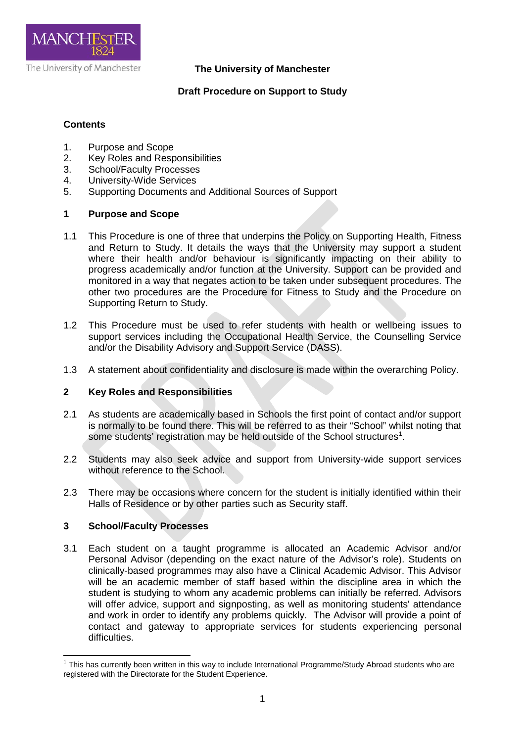**The University of Manchester**

**Draft Procedure on Support to Study**

**Contents**

1. Purpose and Scope
2. Key Roles and Responsibilities
3. School/Faculty Processes
4. University-Wide Services
5. Supporting Documents and Additional Sources of Support

## 1 Purpose and Scope

1.1 This Procedure is one of three that underpins the Policy on Supporting Health, Fitness and Return to Study. It details the ways that the University may support a student where their health and/or behaviour is significantly impacting on their ability to progress academically and/or function at the University. Support can be provided and monitored in a way that negates action to be taken under subsequent procedures. The other two procedures are the Procedure for Fitness to Study and the Procedure on Supporting Return to Study.

1.2 This Procedure must be used to refer students with health or wellbeing issues to support services including the Occupational Health Service, the Counselling Service and/or the Disability Advisory and Support Service (DASS).

1.3 A statement about confidentiality and disclosure is made within the overarching Policy.

## 2 Key Roles and Responsibilities

2.1 As students are academically based in Schools the first point of contact and/or support is normally to be found there. This will be referred to as their "School" whilst noting that some students' registration may be held outside of the School structures[1].

2.2 Students may also seek advice and support from University-wide support services without reference to the School.

2.3 There may be occasions where concern for the student is initially identified within their Halls of Residence or by other parties such as Security staff.

## 3 School/Faculty Processes

3.1 Each student on a taught programme is allocated an Academic Advisor and/or Personal Advisor (depending on the exact nature of the Advisor's role). Students on clinically-based programmes may also have a Clinical Academic Advisor. This Advisor will be an academic member of staff based within the discipline area in which the student is studying to whom any academic problems can initially be referred. Advisors will offer advice, support and signposting, as well as monitoring students' attendance and work in order to identify any problems quickly. The Advisor will provide a point of contact and gateway to appropriate services for students experiencing personal difficulties.

[1] This has currently been written in this way to include International Programme/Study Abroad students who are registered with the Directorate for the Student Experience.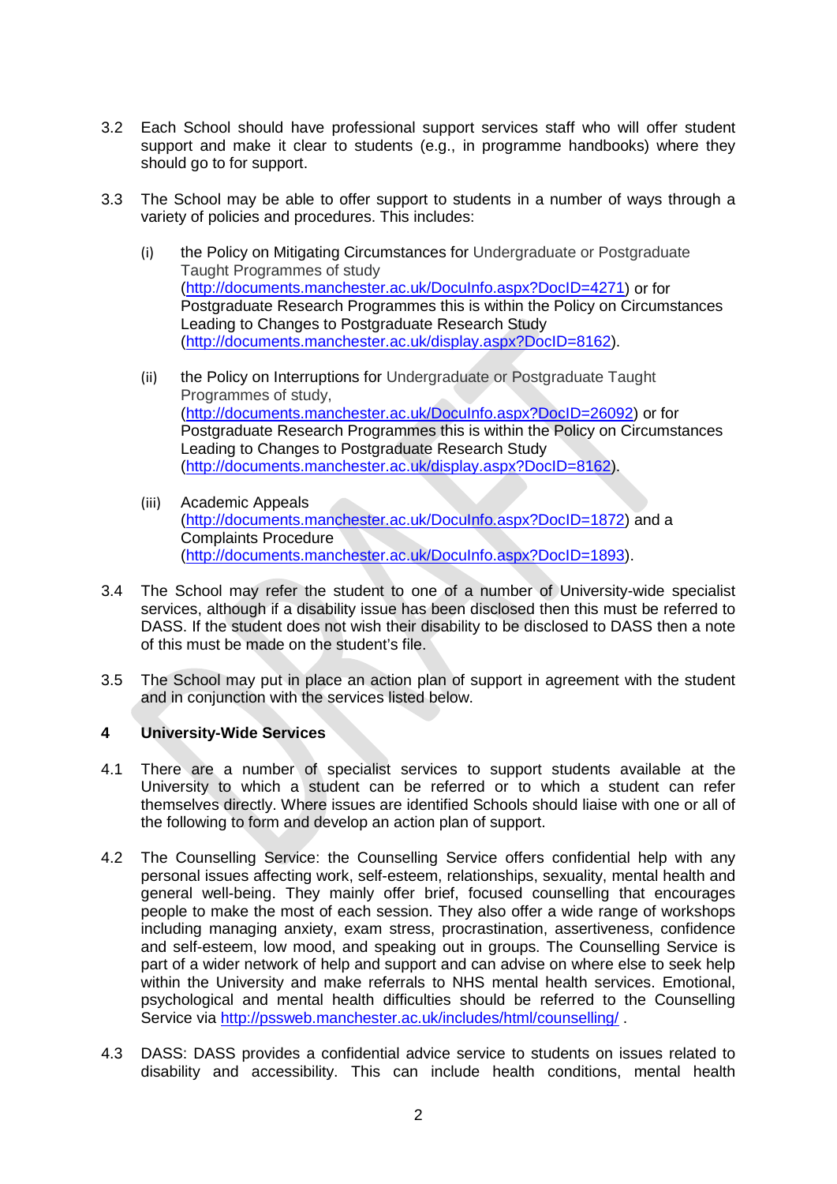3.2 Each School should have professional support services staff who will offer student support and make it clear to students (e.g., in programme handbooks) where they should go to for support.

3.3 The School may be able to offer support to students in a number of ways through a variety of policies and procedures. This includes:

(i) the Policy on Mitigating Circumstances for Undergraduate or Postgraduate Taught Programmes of study (http://documents.manchester.ac.uk/DocuInfo.aspx?DocID=4271) or for Postgraduate Research Programmes this is within the Policy on Circumstances Leading to Changes to Postgraduate Research Study (http://documents.manchester.ac.uk/display.aspx?DocID=8162).

(ii) the Policy on Interruptions for Undergraduate or Postgraduate Taught Programmes of study, (http://documents.manchester.ac.uk/DocuInfo.aspx?DocID=26092) or for Postgraduate Research Programmes this is within the Policy on Circumstances Leading to Changes to Postgraduate Research Study (http://documents.manchester.ac.uk/display.aspx?DocID=8162).

(iii) Academic Appeals (http://documents.manchester.ac.uk/DocuInfo.aspx?DocID=1872) and a Complaints Procedure (http://documents.manchester.ac.uk/DocuInfo.aspx?DocID=1893).

3.4 The School may refer the student to one of a number of University-wide specialist services, although if a disability issue has been disclosed then this must be referred to DASS. If the student does not wish their disability to be disclosed to DASS then a note of this must be made on the student's file.

3.5 The School may put in place an action plan of support in agreement with the student and in conjunction with the services listed below.

## 4 University-Wide Services

4.1 There are a number of specialist services to support students available at the University to which a student can be referred or to which a student can refer themselves directly. Where issues are identified Schools should liaise with one or all of the following to form and develop an action plan of support.

4.2 The Counselling Service: the Counselling Service offers confidential help with any personal issues affecting work, self-esteem, relationships, sexuality, mental health and general well-being. They mainly offer brief, focused counselling that encourages people to make the most of each session. They also offer a wide range of workshops including managing anxiety, exam stress, procrastination, assertiveness, confidence and self-esteem, low mood, and speaking out in groups. The Counselling Service is part of a wider network of help and support and can advise on where else to seek help within the University and make referrals to NHS mental health services. Emotional, psychological and mental health difficulties should be referred to the Counselling Service via http://pssweb.manchester.ac.uk/includes/html/counselling/ .

4.3 DASS: DASS provides a confidential advice service to students on issues related to disability and accessibility. This can include health conditions, mental health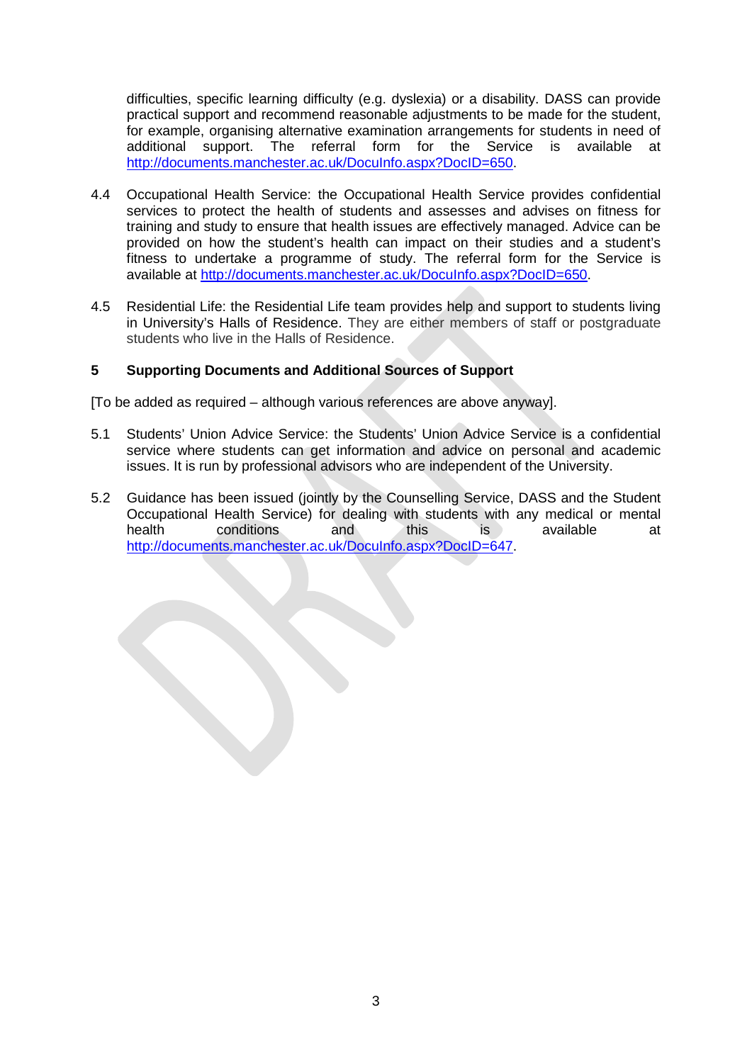difficulties, specific learning difficulty (e.g. dyslexia) or a disability. DASS can provide practical support and recommend reasonable adjustments to be made for the student, for example, organising alternative examination arrangements for students in need of additional support. The referral form for the Service is available at http://documents.manchester.ac.uk/DocuInfo.aspx?DocID=650.

4.4 Occupational Health Service: the Occupational Health Service provides confidential services to protect the health of students and assesses and advises on fitness for training and study to ensure that health issues are effectively managed. Advice can be provided on how the student's health can impact on their studies and a student's fitness to undertake a programme of study. The referral form for the Service is available at http://documents.manchester.ac.uk/DocuInfo.aspx?DocID=650.

4.5 Residential Life: the Residential Life team provides help and support to students living in University's Halls of Residence. They are either members of staff or postgraduate students who live in the Halls of Residence.

## 5 Supporting Documents and Additional Sources of Support

[To be added as required – although various references are above anyway].

5.1 Students' Union Advice Service: the Students' Union Advice Service is a confidential service where students can get information and advice on personal and academic issues. It is run by professional advisors who are independent of the University.

5.2 Guidance has been issued (jointly by the Counselling Service, DASS and the Student Occupational Health Service) for dealing with students with any medical or mental health conditions and this is available at http://documents.manchester.ac.uk/DocuInfo.aspx?DocID=647.